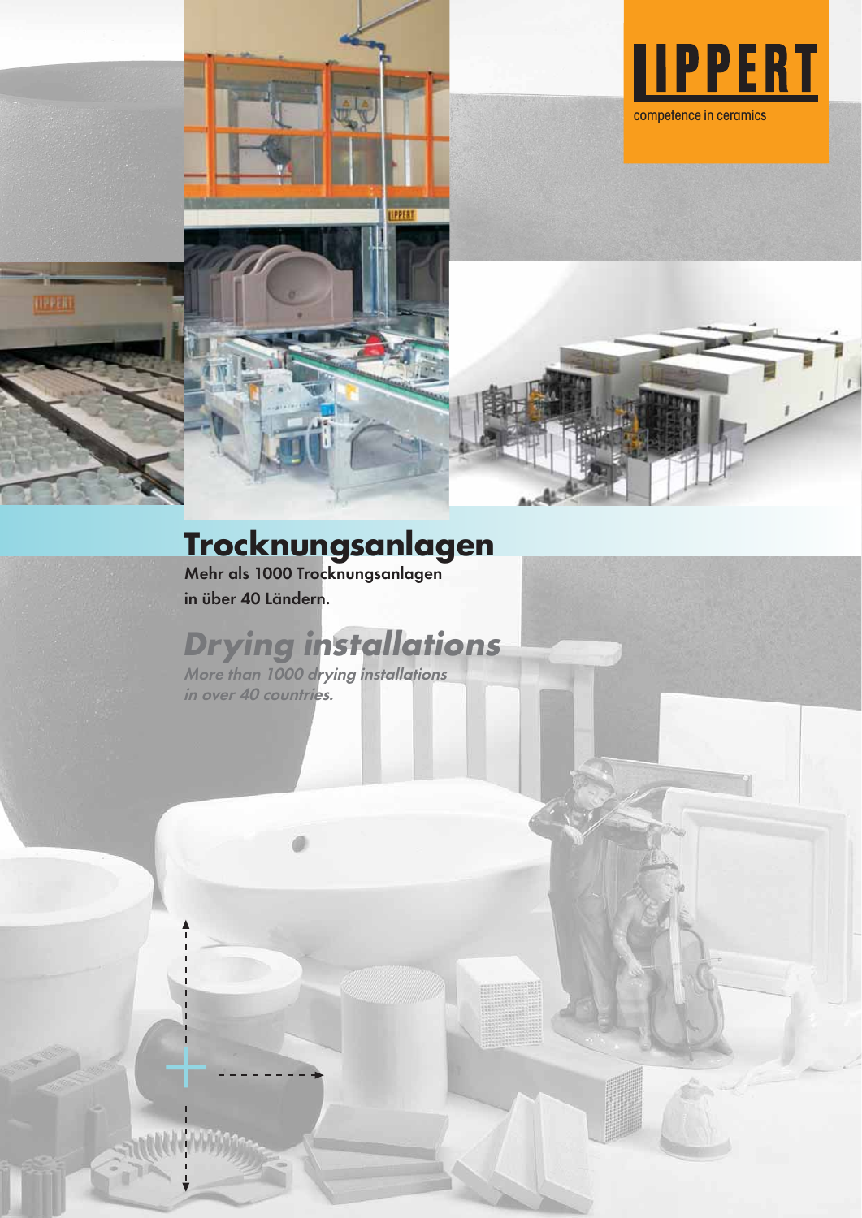LIPPERT

competence in ceramics

# Trocknungsanlagen

**Mehr als 1000 Trocknungsanlagen in über 40 Ländern.**

# *Drying installations*

*More than 1000 drying installations in over 40 countries.*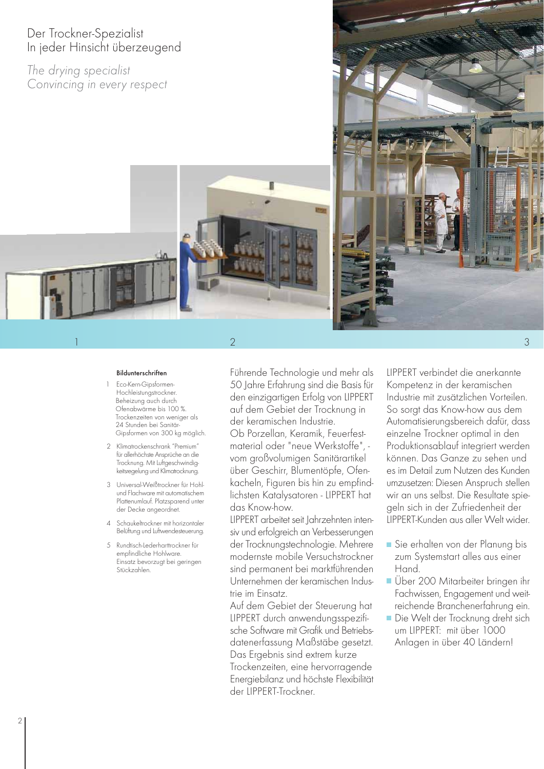# Der Trockner-Spezialist
# In jeder Hinsicht überzeugend

*The drying specialist*
*Convincing in every respect*

1 2 3

**Bildunterschriften**

1. Eco-Kern-Gipsformen-Hochleistungstrockner. Beheizung auch durch Ofenabwärme bis 100 %. Trockenzeiten von weniger als 24 Stunden bei Sanitär-Gipsformen von 300 kg möglich.
2. Klimatrockenschrank "Premium" für allerhöchste Ansprüche an die Trocknung. Mit Luftgeschwindigkeitsregelung und Klimatrocknung.
3. Universal-Weißtrockner für Hohl- und Flachware mit automatischem Plattenumlauf. Platzsparend unter der Decke angeordnet.
4. Schaukeltrockner mit horizontaler Belüftung und Luftwendesteuerung.
5. Rundtisch-Lederharttrockner für empfindliche Hohlware. Einsatz bevorzugt bei geringen Stückzahlen.

Führende Technologie und mehr als 50 Jahre Erfahrung sind die Basis für den einzigartigen Erfolg von LIPPERT auf dem Gebiet der Trocknung in der keramischen Industrie.
Ob Porzellan, Keramik, Feuerfestmaterial oder "neue Werkstoffe", - vom großvolumigen Sanitärartikel über Geschirr, Blumentöpfe, Ofenkacheln, Figuren bis hin zu empfindlichsten Katalysatoren - LIPPERT hat das Know-how.
LIPPERT arbeitet seit Jahrzehnten intensiv und erfolgreich an Verbesserungen der Trocknungstechnologie. Mehrere modernste mobile Versuchstrockner sind permanent bei marktführenden Unternehmen der keramischen Industrie im Einsatz.
Auf dem Gebiet der Steuerung hat LIPPERT durch anwendungsspezifische Software mit Grafik und Betriebsdatenerfassung Maßstäbe gesetzt. Das Ergebnis sind extrem kurze Trockenzeiten, eine hervorragende Energiebilanz und höchste Flexibilität der LIPPERT-Trockner.

LIPPERT verbindet die anerkannte Kompetenz in der keramischen Industrie mit zusätzlichen Vorteilen. So sorgt das Know-how aus dem Automatisierungsbereich dafür, dass einzelne Trockner optimal in den Produktionsablauf integriert werden können. Das Ganze zu sehen und es im Detail zum Nutzen des Kunden umzusetzen: Diesen Anspruch stellen wir an uns selbst. Die Resultate spiegeln sich in der Zufriedenheit der LIPPERT-Kunden aus aller Welt wider.

- Sie erhalten von der Planung bis zum Systemstart alles aus einer Hand.
- Über 200 Mitarbeiter bringen ihr Fachwissen, Engagement und weitreichende Branchenerfahrung ein.
- Die Welt der Trocknung dreht sich um LIPPERT: mit über 1000 Anlagen in über 40 Ländern!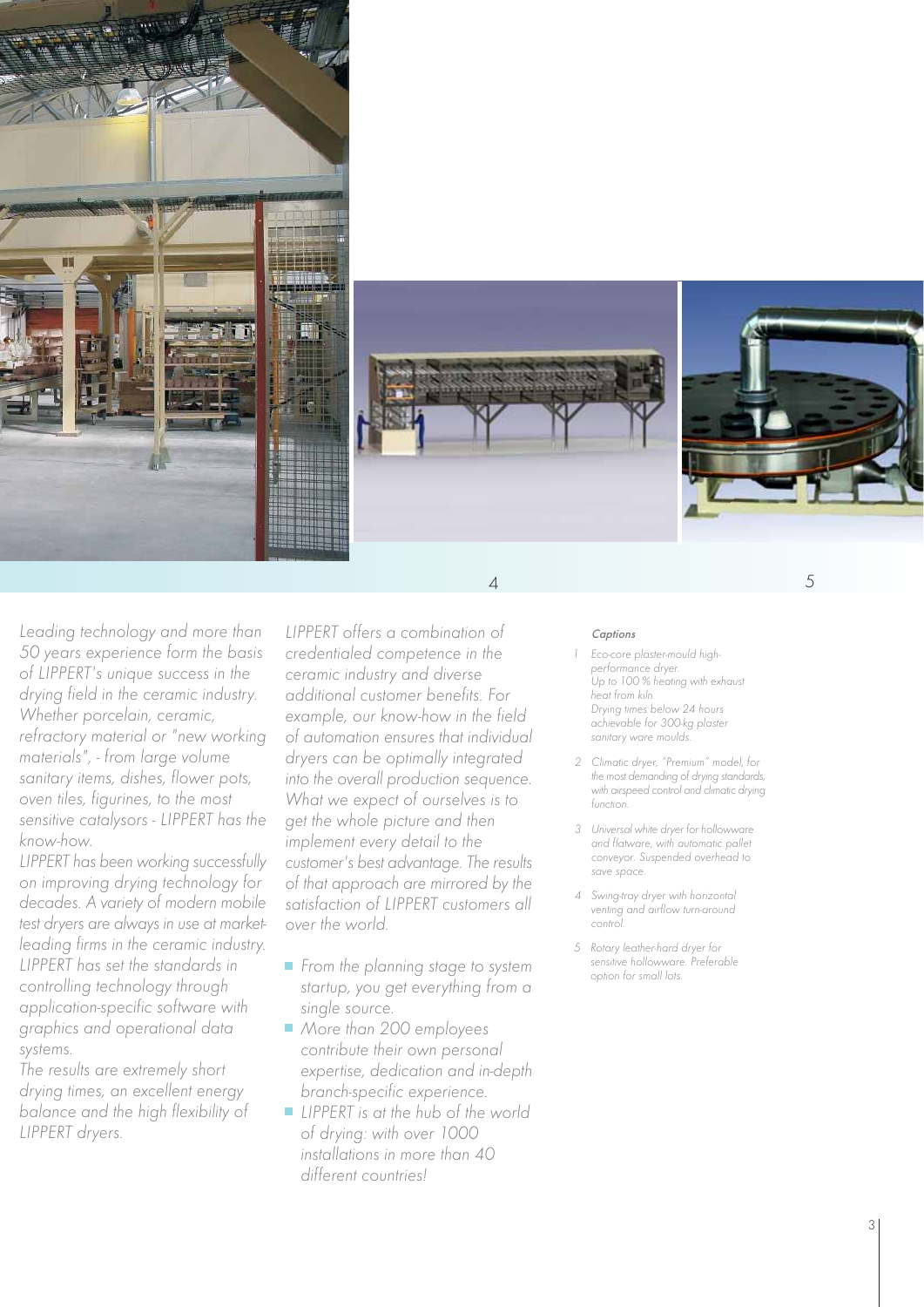Leading technology and more than 50 years experience form the basis of LIPPERT's unique success in the drying field in the ceramic industry. Whether porcelain, ceramic, refractory material or "new working materials", - from large volume sanitary items, dishes, flower pots, oven tiles, figurines, to the most sensitive catalysors - LIPPERT has the know-how.

LIPPERT has been working successfully on improving drying technology for decades. A variety of modern mobile test dryers are always in use at market-leading firms in the ceramic industry. LIPPERT has set the standards in controlling technology through application-specific software with graphics and operational data systems.

The results are extremely short drying times, an excellent energy balance and the high flexibility of LIPPERT dryers.

LIPPERT offers a combination of credentialed competence in the ceramic industry and diverse additional customer benefits. For example, our know-how in the field of automation ensures that individual dryers can be optimally integrated into the overall production sequence. What we expect of ourselves is to get the whole picture and then implement every detail to the customer's best advantage. The results of that approach are mirrored by the satisfaction of LIPPERT customers all over the world.

- From the planning stage to system startup, you get everything from a single source.
- More than 200 employees contribute their own personal expertise, dedication and in-depth branch-specific experience.
- LIPPERT is at the hub of the world of drying: with over 1000 installations in more than 40 different countries!

*Captions*

1. *Eco-core plaster-mould high-performance dryer. Up to 100 % heating with exhaust heat from kiln. Drying times below 24 hours achievable for 300-kg plaster sanitary ware moulds.*
2. *Climatic dryer, "Premium" model, for the most demanding of drying standards, with airspeed control and climatic drying function.*
3. *Universal white dryer for hollowware and flatware, with automatic pallet conveyor. Suspended overhead to save space.*
4. *Swing-tray dryer with horizontal venting and airflow turn-around control.*
5. *Rotary leather-hard dryer for sensitive hollowware. Preferable option for small lots.*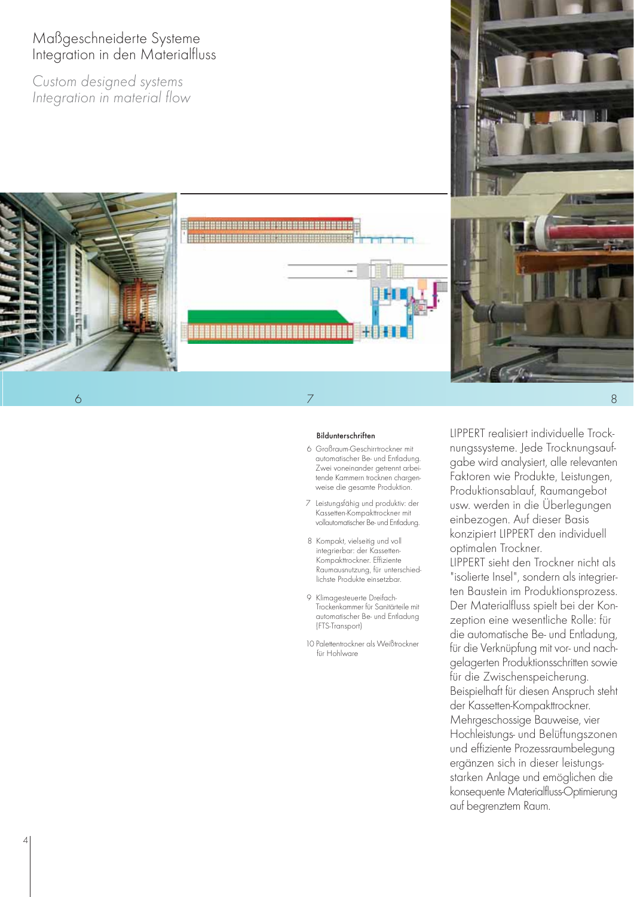# Maßgeschneiderte Systeme Integration in den Materialfluss

*Custom designed systems Integration in material flow*

6

7

8

**Bildunterschriften**

6 Großraum-Geschirrtrockner mit automatischer Be- und Entladung. Zwei voneinander getrennt arbeitende Kammern trocknen chargenweise die gesamte Produktion.

7 Leistungsfähig und produktiv: der Kassetten-Kompakttrockner mit vollautomatischer Be- und Entladung.

8 Kompakt, vielseitig und voll integrierbar: der Kassetten-Kompakttrockner. Effiziente Raumausnutzung, für unterschiedlichste Produkte einsetzbar.

9 Klimagesteuerte Dreifach-Trockenkammer für Sanitärteile mit automatischer Be- und Entladung (FTS-Transport)

10 Palettentrockner als Weißtrockner für Hohlware

LIPPERT realisiert individuelle Trocknungssysteme. Jede Trocknungsaufgabe wird analysiert, alle relevanten Faktoren wie Produkte, Leistungen, Produktionsablauf, Raumangebot usw. werden in die Überlegungen einbezogen. Auf dieser Basis konzipiert LIPPERT den individuell optimalen Trockner.
LIPPERT sieht den Trockner nicht als "isolierte Insel", sondern als integrierten Baustein im Produktionsprozess. Der Materialfluss spielt bei der Konzeption eine wesentliche Rolle: für die automatische Be- und Entladung, für die Verknüpfung mit vor- und nachgelagerten Produktionsschritten sowie für die Zwischenspeicherung.
Beispielhaft für diesen Anspruch steht der Kassetten-Kompakttrockner. Mehrgeschossige Bauweise, vier Hochleistungs- und Belüftungszonen und effiziente Prozessraumbelegung ergänzen sich in dieser leistungsstarken Anlage und ermöglichen die konsequente Materialfluss-Optimierung auf begrenztem Raum.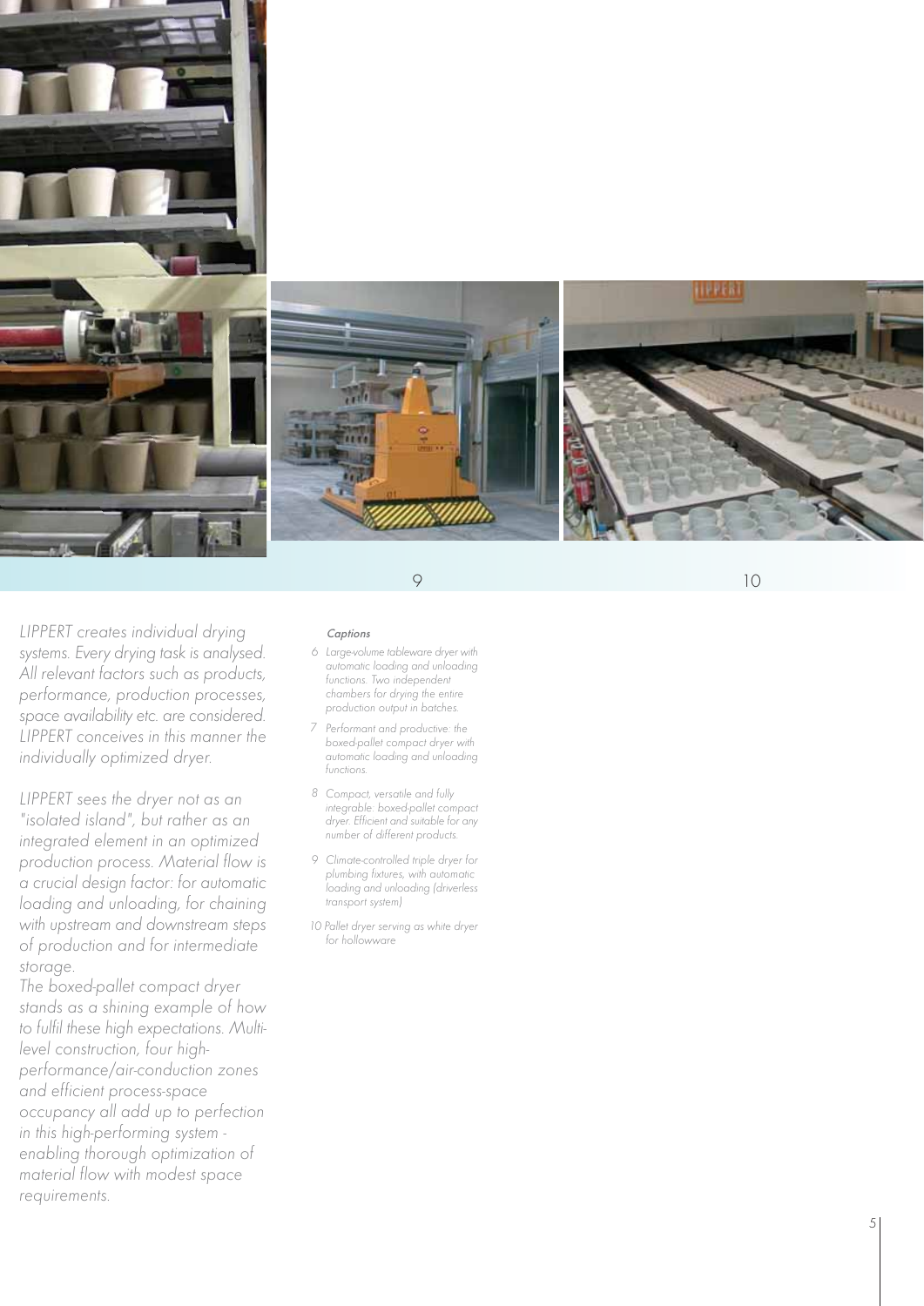*LIPPERT creates individual drying systems. Every drying task is analysed. All relevant factors such as products, performance, production processes, space availability etc. are considered. LIPPERT conceives in this manner the individually optimized dryer.*

*LIPPERT sees the dryer not as an "isolated island", but rather as an integrated element in an optimized production process. Material flow is a crucial design factor: for automatic loading and unloading, for chaining with upstream and downstream steps of production and for intermediate storage.*

*The boxed-pallet compact dryer stands as a shining example of how to fulfil these high expectations. Multi-level construction, four high-performance/air-conduction zones and efficient process-space occupancy all add up to perfection in this high-performing system - enabling thorough optimization of material flow with modest space requirements.*

*Captions*

*6 Large-volume tableware dryer with automatic loading and unloading functions. Two independent chambers for drying the entire production output in batches.*

*7 Performant and productive: the boxed-pallet compact dryer with automatic loading and unloading functions.*

*8 Compact, versatile and fully integrable: boxed-pallet compact dryer. Efficient and suitable for any number of different products.*

*9 Climate-controlled triple dryer for plumbing fixtures, with automatic loading and unloading (driverless transport system)*

*10 Pallet dryer serving as white dryer for hollowware*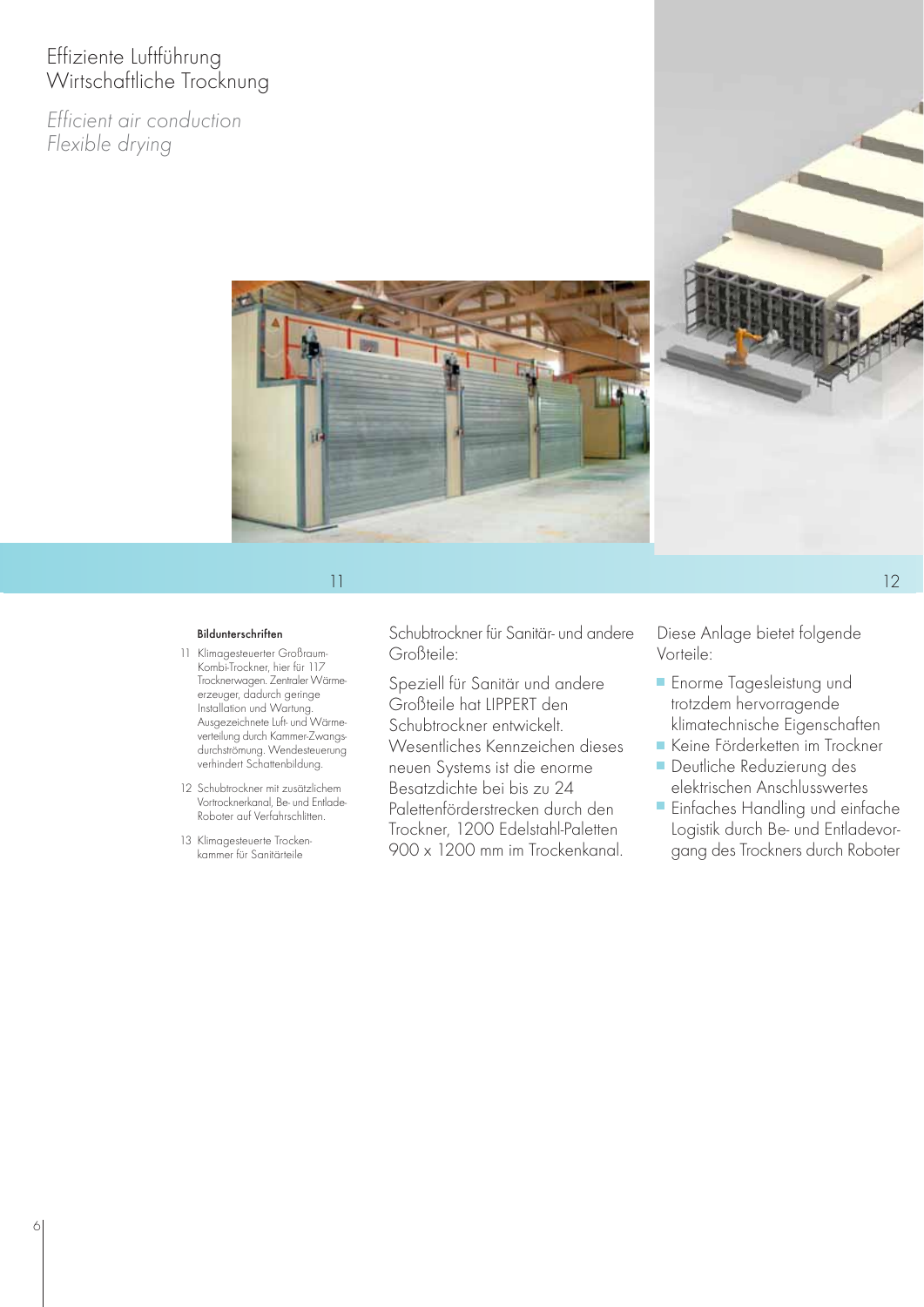# Effiziente Luftführung
# Wirtschaftliche Trocknung

*Efficient air conduction*
*Flexible drying*

11

12

**Bildunterschriften**

11 Klimagesteuerter Großraum-Kombi-Trockner, hier für 117 Trocknerwagen. Zentraler Wärmeerzeuger, dadurch geringe Installation und Wartung. Ausgezeichnete Luft- und Wärmeverteilung durch Kammer-Zwangsdurchströmung. Wendesteuerung verhindert Schattenbildung.

12 Schubtrockner mit zusätzlichem Vortrocknerkanal, Be- und Entlade-Roboter auf Verfahrschlitten.

13 Klimagesteuerte Trockenkammer für Sanitärteile

Schubtrockner für Sanitär- und andere Großteile:

Speziell für Sanitär und andere Großteile hat LIPPERT den Schubtrockner entwickelt. Wesentliches Kennzeichen dieses neuen Systems ist die enorme Besatzdichte bei bis zu 24 Palettenförderstrecken durch den Trockner, 1200 Edelstahl-Paletten 900 x 1200 mm im Trockenkanal.

Diese Anlage bietet folgende Vorteile:

- Enorme Tagesleistung und trotzdem hervorragende klimatechnische Eigenschaften
- Keine Förderketten im Trockner
- Deutliche Reduzierung des elektrischen Anschlusswertes
- Einfaches Handling und einfache Logistik durch Be- und Entladevorgang des Trockners durch Roboter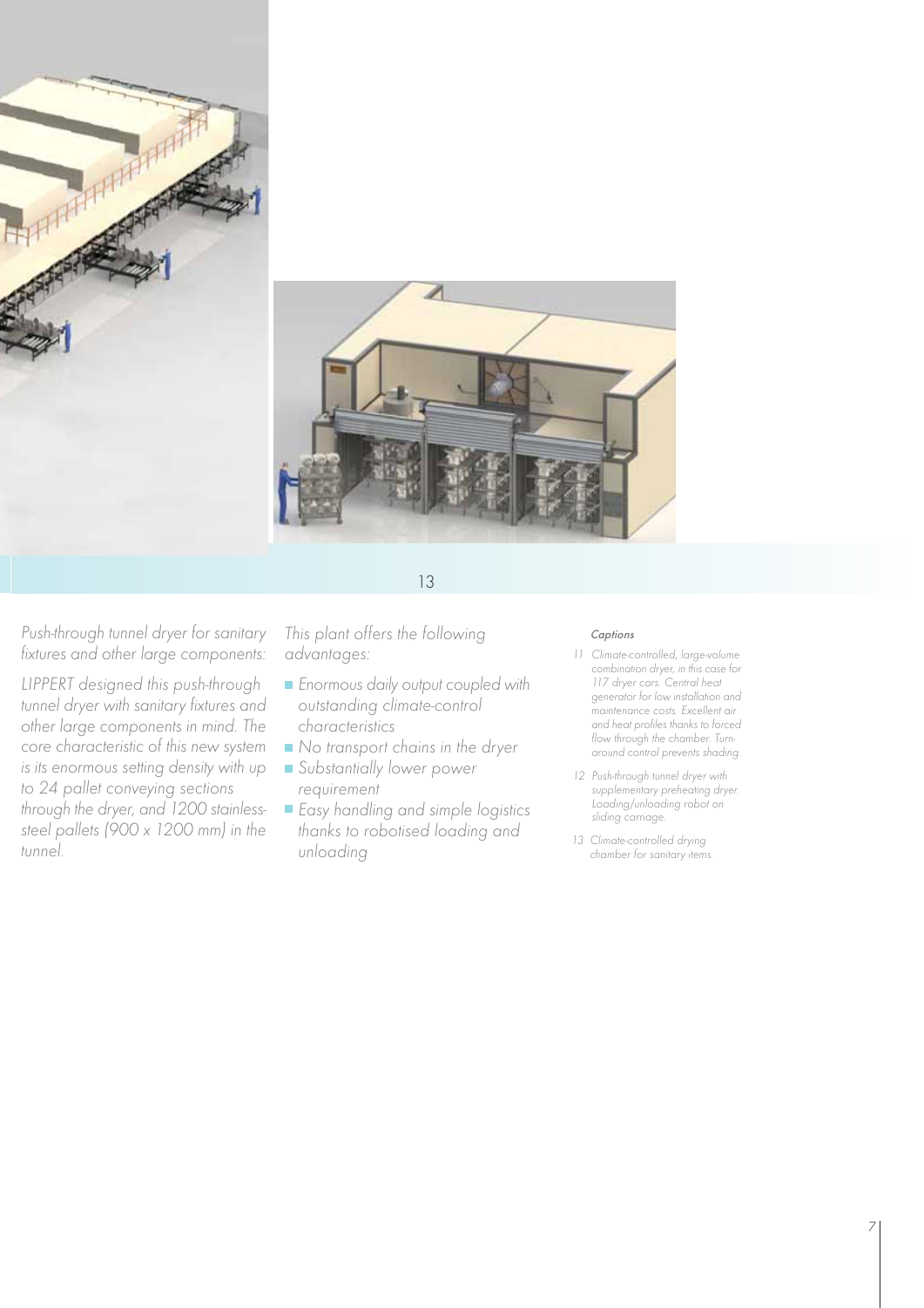13

*Push-through tunnel dryer for sanitary fixtures and other large components:*

*LIPPERT designed this push-through tunnel dryer with sanitary fixtures and other large components in mind. The core characteristic of this new system is its enormous setting density with up to 24 pallet conveying sections through the dryer, and 1200 stainless-steel pallets (900 x 1200 mm) in the tunnel.*

*This plant offers the following advantages:*

- *Enormous daily output coupled with outstanding climate-control characteristics*
- *No transport chains in the dryer*
- *Substantially lower power requirement*
- *Easy handling and simple logistics thanks to robotised loading and unloading*

*Captions*

*11 Climate-controlled, large-volume combination dryer, in this case for 117 dryer cars. Central heat generator for low installation and maintenance costs. Excellent air and heat profiles thanks to forced flow through the chamber. Turn-around control prevents shading.*

*12 Push-through tunnel dryer with supplementary preheating dryer. Loading/unloading robot on sliding carriage.*

*13 Climate-controlled drying chamber for sanitary items.*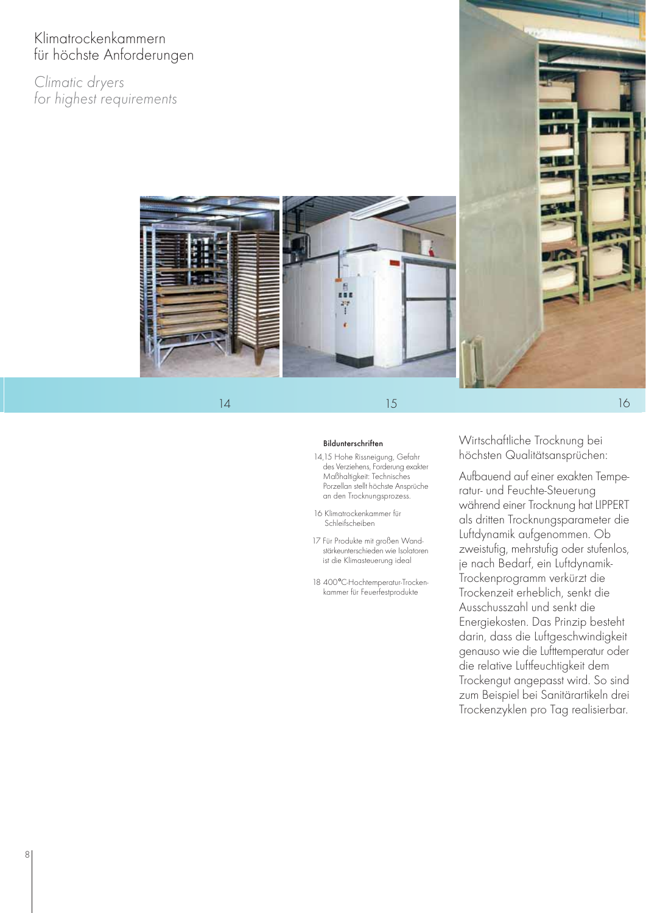# Klimatrockenkammern für höchste Anforderungen

*Climatic dryers for highest requirements*

14 15 16

**Bildunterschriften**

14,15 Hohe Rissneigung, Gefahr des Verziehens, Forderung exakter Maßhaltigkeit: Technisches Porzellan stellt höchste Ansprüche an den Trocknungsprozess.

16 Klimatrockenkammer für Schleifscheiben

17 Für Produkte mit großen Wandstärkeunterschieden wie Isolatoren ist die Klimasteuerung ideal

18 400°C-Hochtemperatur-Trockenkammer für Feuerfestprodukte

Wirtschaftliche Trocknung bei höchsten Qualitätsansprüchen:

Aufbauend auf einer exakten Temperatur- und Feuchte-Steuerung während einer Trocknung hat LIPPERT als dritten Trocknungsparameter die Luftdynamik aufgenommen. Ob zweistufig, mehrstufig oder stufenlos, je nach Bedarf, ein Luftdynamik-Trockenprogramm verkürzt die Trockenzeit erheblich, senkt die Ausschusszahl und senkt die Energiekosten. Das Prinzip besteht darin, dass die Luftgeschwindigkeit genauso wie die Lufttemperatur oder die relative Luftfeuchtigkeit dem Trockengut angepasst wird. So sind zum Beispiel bei Sanitärartikeln drei Trockenzyklen pro Tag realisierbar.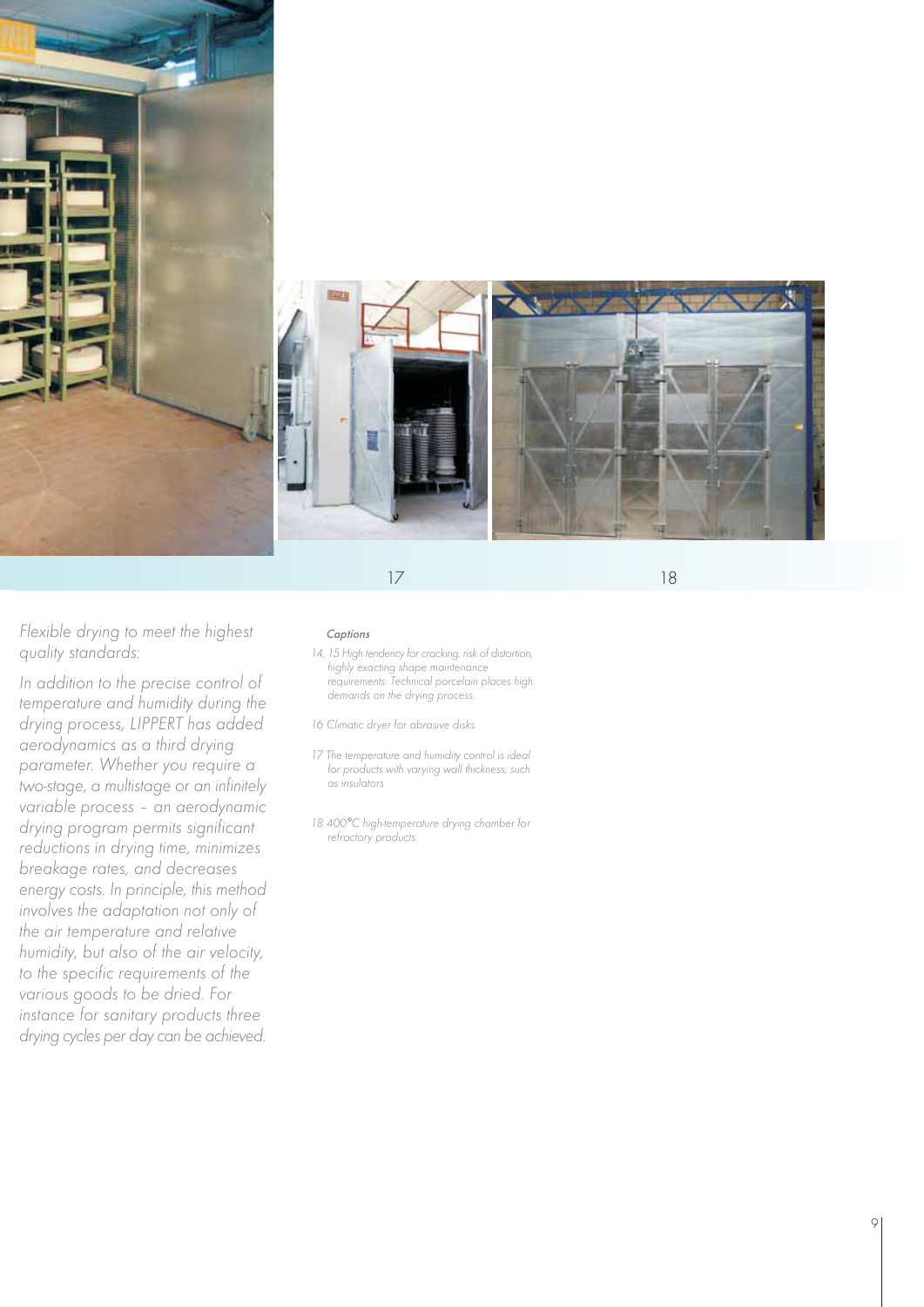17

18

*Flexible drying to meet the highest quality standards:*

*In addition to the precise control of temperature and humidity during the drying process, LIPPERT has added aerodynamics as a third drying parameter. Whether you require a two-stage, a multistage or an infinitely variable process – an aerodynamic drying program permits significant reductions in drying time, minimizes breakage rates, and decreases energy costs. In principle, this method involves the adaptation not only of the air temperature and relative humidity, but also of the air velocity, to the specific requirements of the various goods to be dried. For instance for sanitary products three drying cycles per day can be achieved.*

*Captions*

*14, 15 High tendency for cracking, risk of distortion, highly exacting shape maintenance requirements: Technical porcelain places high demands on the drying process.*

*16 Climatic dryer for abrasive disks*

*17 The temperature and humidity control is ideal for products with varying wall thickness, such as insulators*

*18 400°C high-temperature drying chamber for refractory products*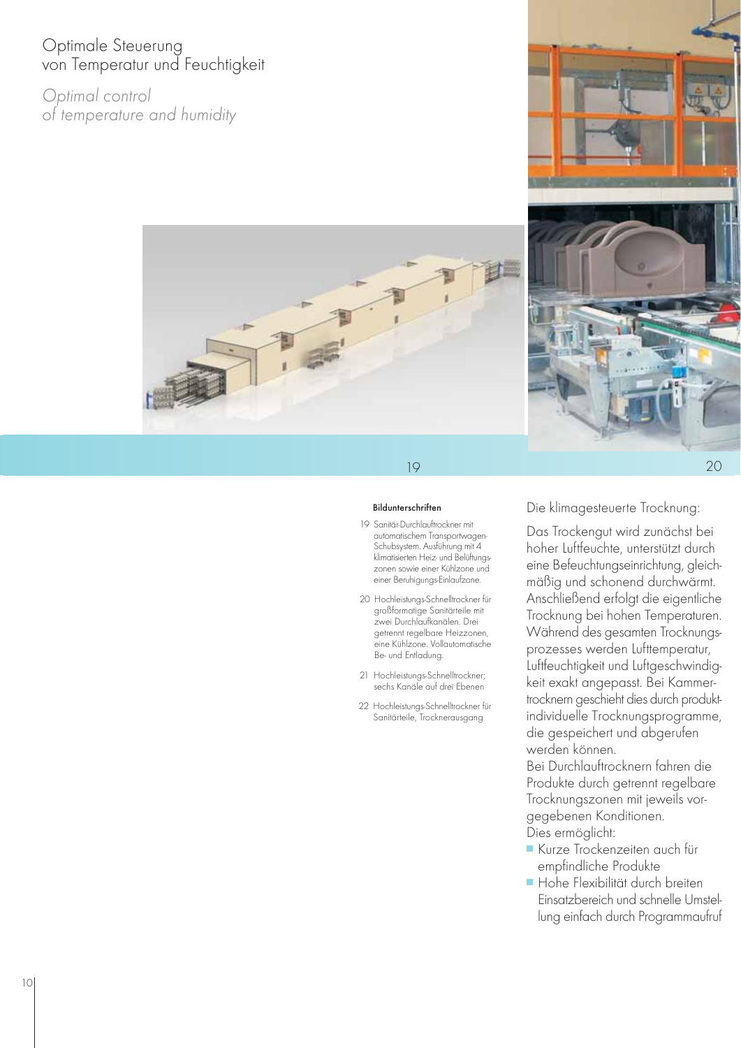# Optimale Steuerung von Temperatur und Feuchtigkeit

*Optimal control of temperature and humidity*

19

20

**Bildunterschriften**

19 Sanitär-Durchlauftrockner mit automatischem Transportwagen-Schubsystem. Ausführung mit 4 klimatisierten Heiz- und Belüftungszonen sowie einer Kühlzone und einer Beruhigungs-Einlaufzone.

20 Hochleistungs-Schnelltrockner für großformatige Sanitärteile mit zwei Durchlaufkanälen. Drei getrennt regelbare Heizzonen, eine Kühlzone. Vollautomatische Be- und Entladung.

21 Hochleistungs-Schnelltrockner; sechs Kanäle auf drei Ebenen

22 Hochleistungs-Schnelltrockner für Sanitärteile, Trocknerausgang

Die klimagesteuerte Trocknung:

Das Trockengut wird zunächst bei hoher Luftfeuchte, unterstützt durch eine Befeuchtungseinrichtung, gleichmäßig und schonend durchwärmt. Anschließend erfolgt die eigentliche Trocknung bei hohen Temperaturen. Während des gesamten Trocknungsprozesses werden Lufttemperatur, Luftfeuchtigkeit und Luftgeschwindigkeit exakt angepasst. Bei Kammertrocknern geschieht dies durch produktindividuelle Trocknungsprogramme, die gespeichert und abgerufen werden können.
Bei Durchlauftrocknern fahren die Produkte durch getrennt regelbare Trocknungszonen mit jeweils vorgegebenen Konditionen.
Dies ermöglicht:

- Kurze Trockenzeiten auch für empfindliche Produkte
- Hohe Flexibilität durch breiten Einsatzbereich und schnelle Umstellung einfach durch Programmaufruf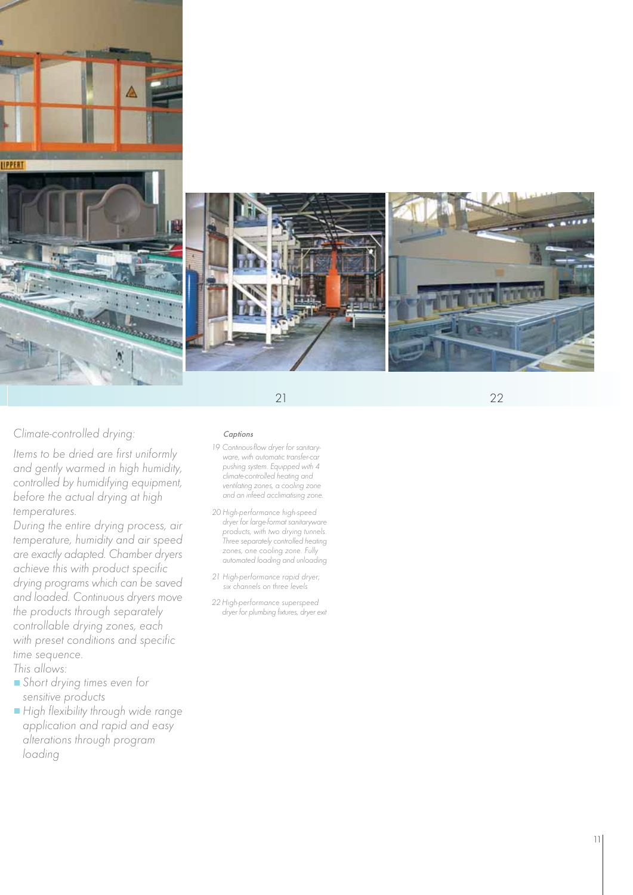21

22

*Climate-controlled drying:*

*Items to be dried are first uniformly and gently warmed in high humidity, controlled by humidifying equipment, before the actual drying at high temperatures.*
*During the entire drying process, air temperature, humidity and air speed are exactly adapted. Chamber dryers achieve this with product specific drying programs which can be saved and loaded. Continuous dryers move the products through separately controllable drying zones, each with preset conditions and specific time sequence.*
*This allows:*

- *Short drying times even for sensitive products*
- *High flexibility through wide range application and rapid and easy alterations through program loading*

*Captions*

*19 Continous-flow dryer for sanitaryware, with automatic transfer-car pushing system. Equipped with 4 climate-controlled heating and ventilating zones, a cooling zone and an infeed acclimatising zone.*

*20 High-performance high-speed dryer for large-format sanitaryware products, with two drying tunnels. Three separately controlled heating zones, one cooling zone. Fully automated loading and unloading*

*21 High-performance rapid dryer; six channels on three levels*

*22 High-performance superspeed dryer for plumbing fixtures, dryer exit*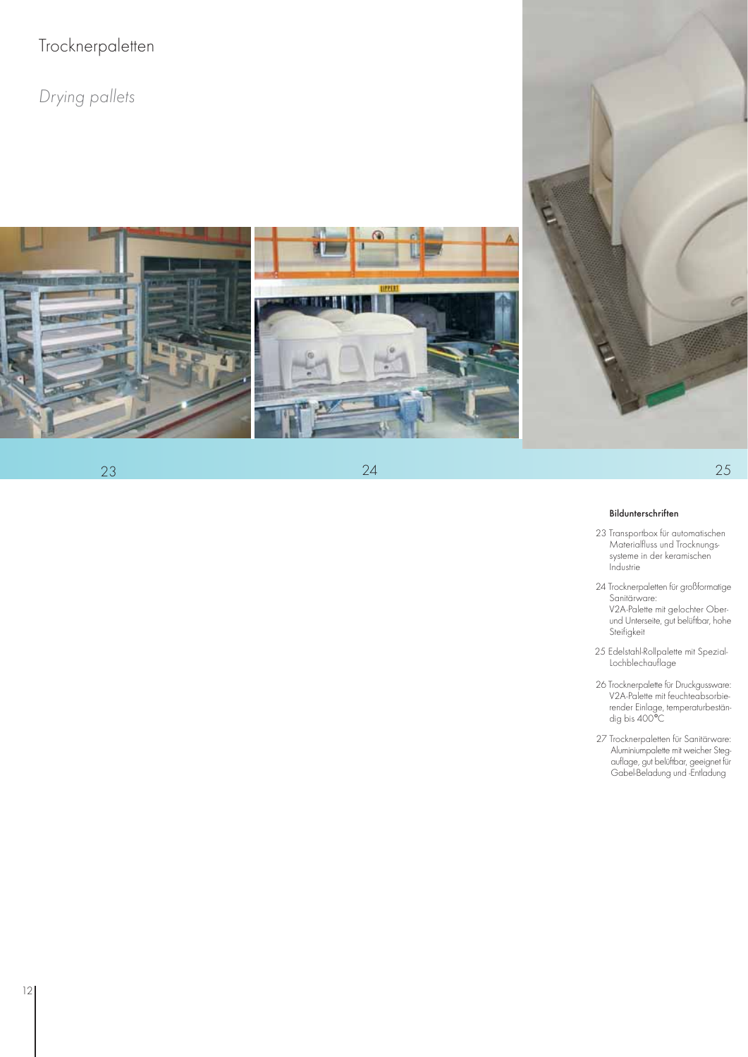# Trocknerpaletten

*Drying pallets*

23

24

25

**Bildunterschriften**

23 Transportbox für automatischen Materialfluss und Trocknungssysteme in der keramischen Industrie

24 Trocknerpaletten für großformatige Sanitärware:
V2A-Palette mit gelochter Ober- und Unterseite, gut belüftbar, hohe Steifigkeit

25 Edelstahl-Rollpalette mit Spezial-Lochblechauflage

26 Trocknerpalette für Druckgussware:
V2A-Palette mit feuchteabsorbierender Einlage, temperaturbeständig bis 400°C

27 Trocknerpaletten für Sanitärware:
Aluminiumpalette mit weicher Stegauflage, gut belüftbar, geeignet für Gabel-Beladung und -Entladung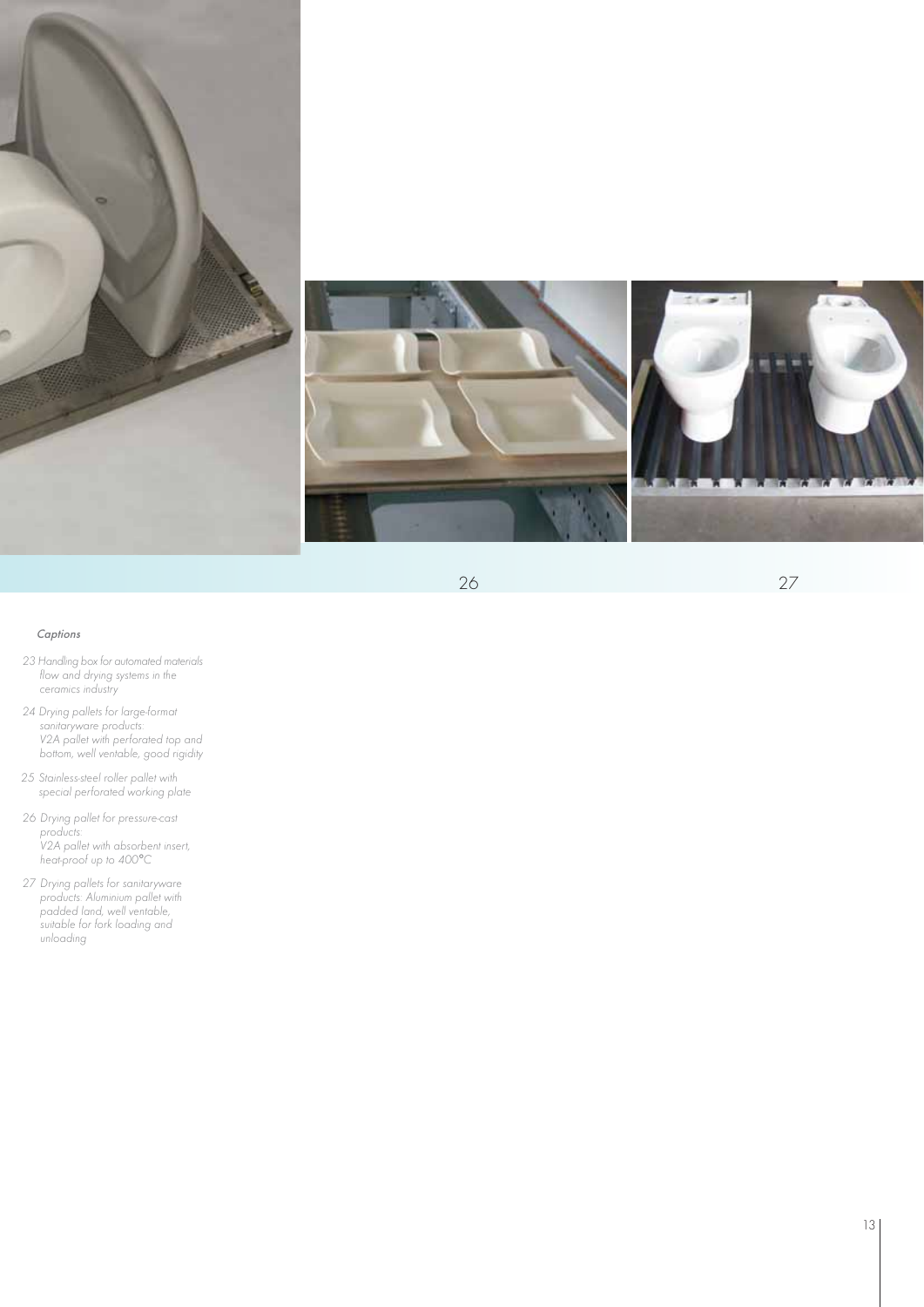26

27

*Captions*

*23 Handling box for automated materials flow and drying systems in the ceramics industry*

*24 Drying pallets for large-format sanitaryware products: V2A pallet with perforated top and bottom, well ventable, good rigidity*

*25 Stainless-steel roller pallet with special perforated working plate*

*26 Drying pallet for pressure-cast products: V2A pallet with absorbent insert, heat-proof up to 400°C*

*27 Drying pallets for sanitaryware products: Aluminium pallet with padded land, well ventable, suitable for fork loading and unloading*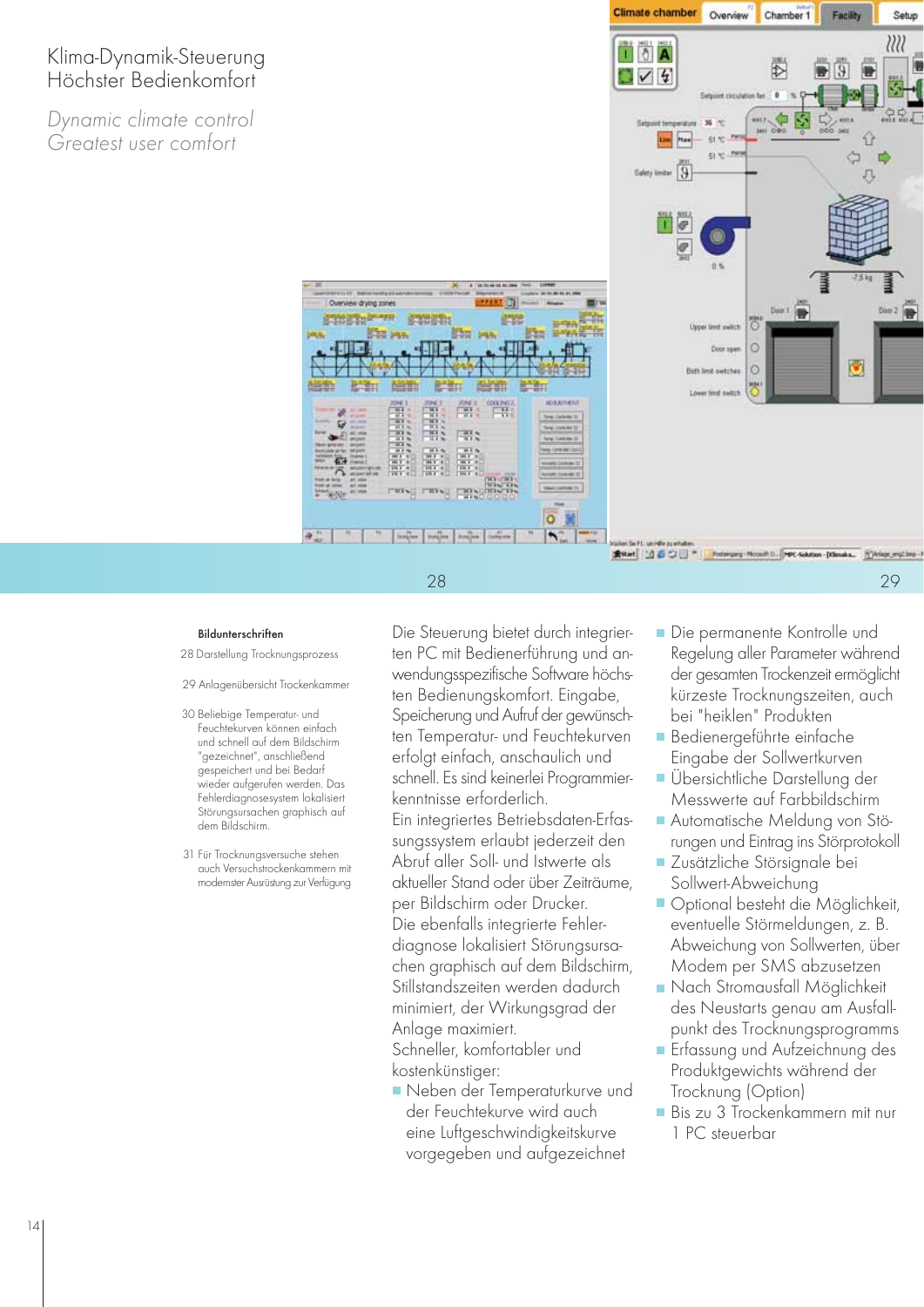# Klima-Dynamik-Steuerung
# Höchster Bedienkomfort

*Dynamic climate control*
*Greatest user comfort*

28

29

**Bildunterschriften**

28 Darstellung Trocknungsprozess

29 Anlagenübersicht Trockenkammer

30 Beliebige Temperatur- und Feuchtekurven können einfach und schnell auf dem Bildschirm "gezeichnet", anschließend gespeichert und bei Bedarf wieder aufgerufen werden. Das Fehlerdiagnosesystem lokalisiert Störungsursachen graphisch auf dem Bildschirm.

31 Für Trocknungsversuche stehen auch Versuchstrockenkammern mit modernster Ausrüstung zur Verfügung

Die Steuerung bietet durch integrierten PC mit Bedienerführung und anwendungsspezifische Software höchsten Bedienungskomfort. Eingabe, Speicherung und Aufruf der gewünschten Temperatur- und Feuchtekurven erfolgt einfach, anschaulich und schnell. Es sind keinerlei Programmierkenntnisse erforderlich.

Ein integriertes Betriebsdaten-Erfassungssystem erlaubt jederzeit den Abruf aller Soll- und Istwerte als aktueller Stand oder über Zeiträume, per Bildschirm oder Drucker.

Die ebenfalls integrierte Fehlerdiagnose lokalisiert Störungsursachen graphisch auf dem Bildschirm, Stillstandszeiten werden dadurch minimiert, der Wirkungsgrad der Anlage maximiert.

Schneller, komfortabler und kostenkünstiger:

- Neben der Temperaturkurve und der Feuchtekurve wird auch eine Luftgeschwindigkeitskurve vorgegeben und aufgezeichnet
- Die permanente Kontrolle und Regelung aller Parameter während der gesamten Trockenzeit ermöglicht kürzeste Trocknungszeiten, auch bei "heiklen" Produkten
- Bedienergeführte einfache Eingabe der Sollwertkurven
- Übersichtliche Darstellung der Messwerte auf Farbbildschirm
- Automatische Meldung von Störungen und Eintrag ins Störprotokoll
- Zusätzliche Störsignale bei Sollwert-Abweichung
- Optional besteht die Möglichkeit, eventuelle Störmeldungen, z. B. Abweichung von Sollwerten, über Modem per SMS abzusetzen
- Nach Stromausfall Möglichkeit des Neustarts genau am Ausfallpunkt des Trocknungsprogramms
- Erfassung und Aufzeichnung des Produktgewichts während der Trocknung (Option)
- Bis zu 3 Trockenkammern mit nur 1 PC steuerbar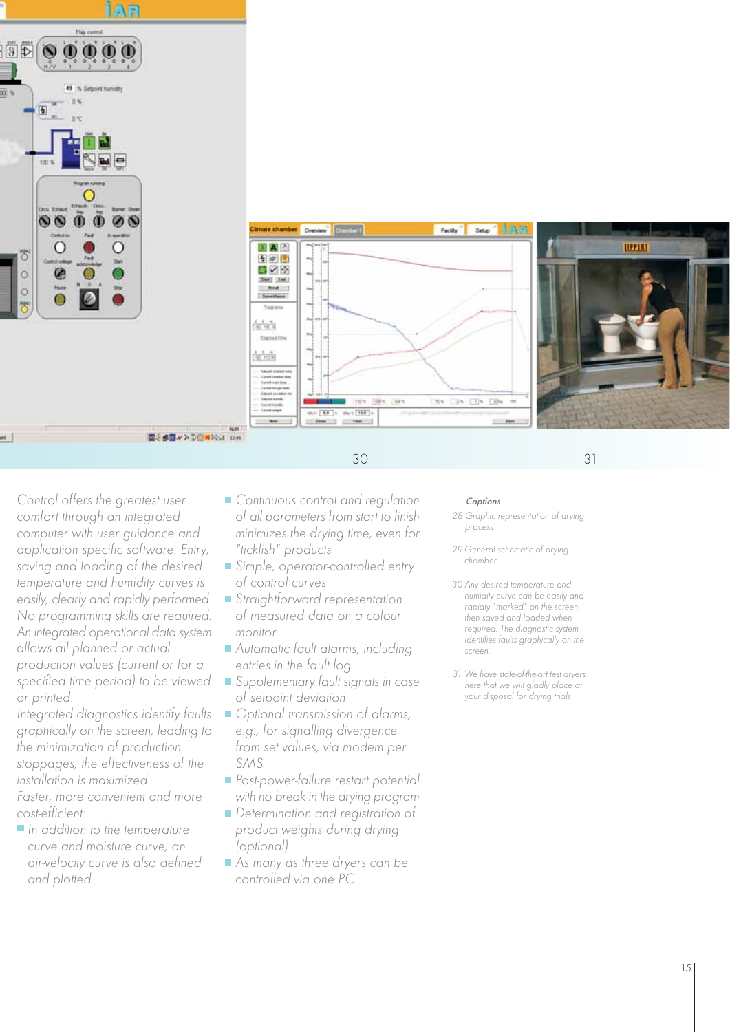Control offers the greatest user comfort through an integrated computer with user guidance and application specific software. Entry, saving and loading of the desired temperature and humidity curves is easily, clearly and rapidly performed. No programming skills are required. An integrated operational data system allows all planned or actual production values (current or for a specified time period) to be viewed or printed.

Integrated diagnostics identify faults graphically on the screen, leading to the minimization of production stoppages, the effectiveness of the installation is maximized.

Faster, more convenient and more cost-efficient:

- In addition to the temperature curve and moisture curve, an air-velocity curve is also defined and plotted
- Continuous control and regulation of all parameters from start to finish minimizes the drying time, even for "ticklish" products
- Simple, operator-controlled entry of control curves
- Straightforward representation of measured data on a colour monitor
- Automatic fault alarms, including entries in the fault log
- Supplementary fault signals in case of setpoint deviation
- Optional transmission of alarms, e.g., for signalling divergence from set values, via modem per SMS
- Post-power-failure restart potential with no break in the drying program
- Determination and registration of product weights during drying (optional)
- As many as three dryers can be controlled via one PC

*Captions*

28 Graphic representation of drying process

29 General schematic of drying chamber

30 Any desired temperature and humidity curve can be easily and rapidly "marked" on the screen, then saved and loaded when required. The diagnostic system identifies faults graphically on the screen.

31 We have state-of-the-art test dryers here that we will gladly place at your disposal for drying trials

30

31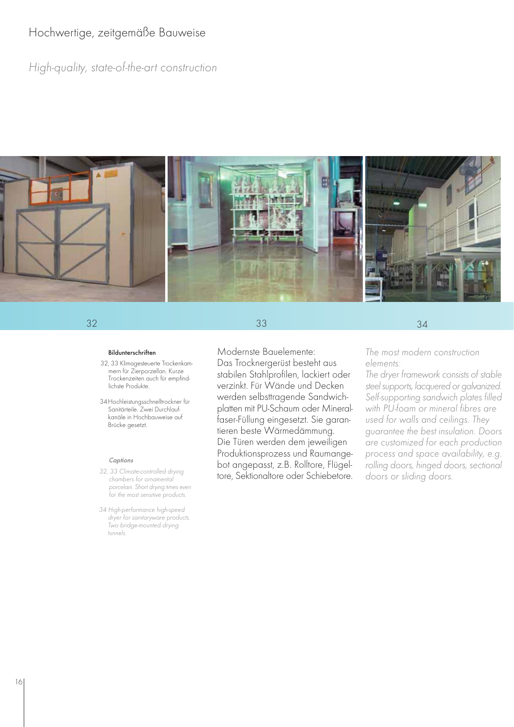# Hochwertige, zeitgemäße Bauweise

*High-quality, state-of-the-art construction*

32 33 34

**Bildunterschriften**

32, 33 Klimagesteuerte Trockenkammern für Zierporzellan. Kurze Trockenzeiten auch für empfindlichste Produkte.

34 Hochleistungsschnelltrockner für Sanitärteile. Zwei Durchlaufkanäle in Hochbauweise auf Brücke gesetzt.

*Captions*

*32, 33 Climate-controlled drying chambers for ornamental porcelain. Short drying times even for the most sensitive products.*

*34 High-performance high-speed dryer for sanitaryware products. Two bridge-mounted drying tunnels.*

Modernste Bauelemente:
Das Trocknergerüst besteht aus stabilen Stahlprofilen, lackiert oder verzinkt. Für Wände und Decken werden selbsttragende Sandwichplatten mit PU-Schaum oder Mineralfaser-Füllung eingesetzt. Sie garantieren beste Wärmedämmung. Die Türen werden dem jeweiligen Produktionsprozess und Raumangebot angepasst, z.B. Rolltore, Flügeltore, Sektionaltore oder Schiebetore.

*The most modern construction elements:*
*The dryer framework consists of stable steel supports, lacquered or galvanized. Self-supporting sandwich plates filled with PU-foam or mineral fibres are used for walls and ceilings. They guarantee the best insulation. Doors are customized for each production process and space availability, e.g. rolling doors, hinged doors, sectional doors or sliding doors.*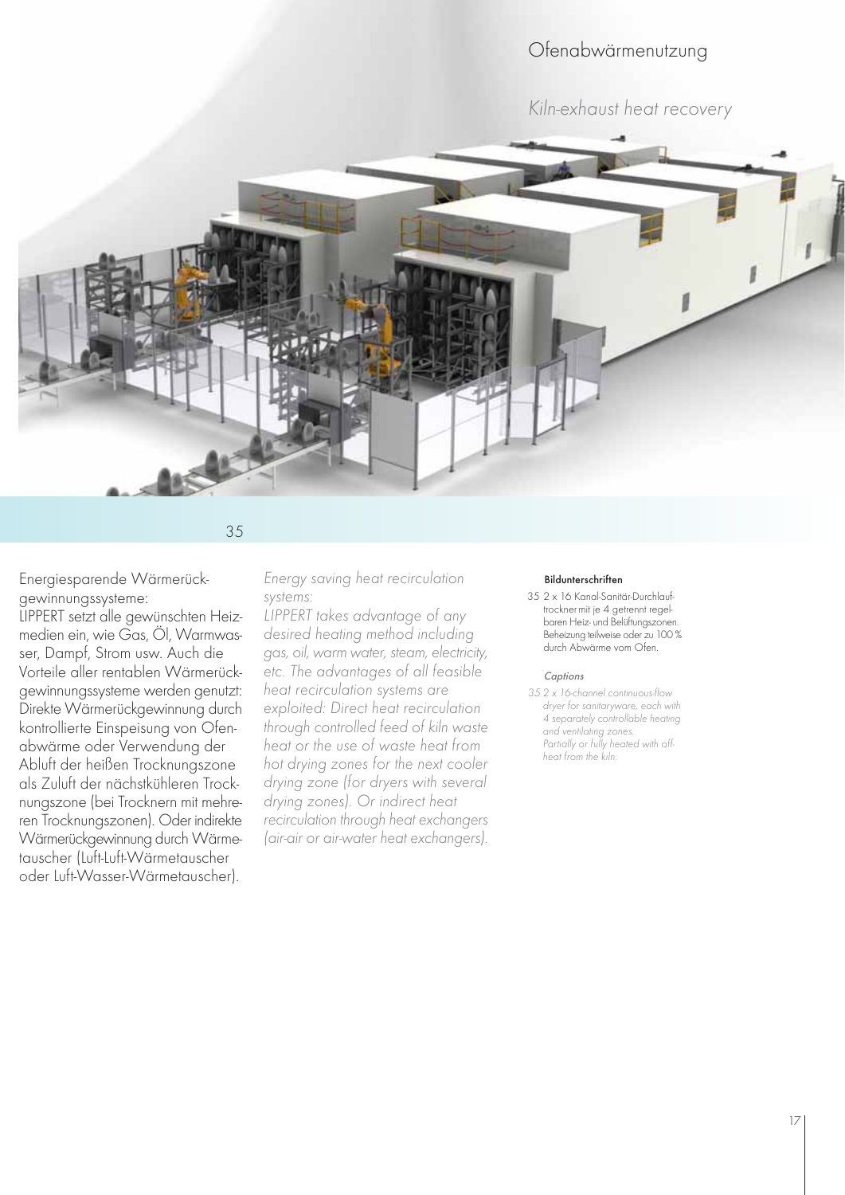# Ofenabwärmenutzung

*Kiln-exhaust heat recovery*

35

Energiesparende Wärmerückgewinnungssysteme:
LIPPERT setzt alle gewünschten Heizmedien ein, wie Gas, Öl, Warmwasser, Dampf, Strom usw. Auch die Vorteile aller rentablen Wärmerückgewinnungssysteme werden genutzt: Direkte Wärmerückgewinnung durch kontrollierte Einspeisung von Ofenabwärme oder Verwendung der Abluft der heißen Trocknungszone als Zuluft der nächstkühleren Trocknungszone (bei Trocknern mit mehreren Trocknungszonen). Oder indirekte Wärmerückgewinnung durch Wärmetauscher (Luft-Luft-Wärmetauscher oder Luft-Wasser-Wärmetauscher).

*Energy saving heat recirculation systems:*
*LIPPERT takes advantage of any desired heating method including gas, oil, warm water, steam, electricity, etc. The advantages of all feasible heat recirculation systems are exploited: Direct heat recirculation through controlled feed of kiln waste heat or the use of waste heat from hot drying zones for the next cooler drying zone (for dryers with several drying zones). Or indirect heat recirculation through heat exchangers (air-air or air-water heat exchangers).*

**Bildunterschriften**

35 2 x 16 Kanal-Sanitär-Durchlauftrockner mit je 4 getrennt regelbaren Heiz- und Belüftungszonen. Beheizung teilweise oder zu 100 % durch Abwärme vom Ofen.

*Captions*

*35 2 x 16-channel continuous-flow dryer for sanitaryware, each with 4 separately controllable heating and ventilating zones. Partially or fully heated with off-heat from the kiln.*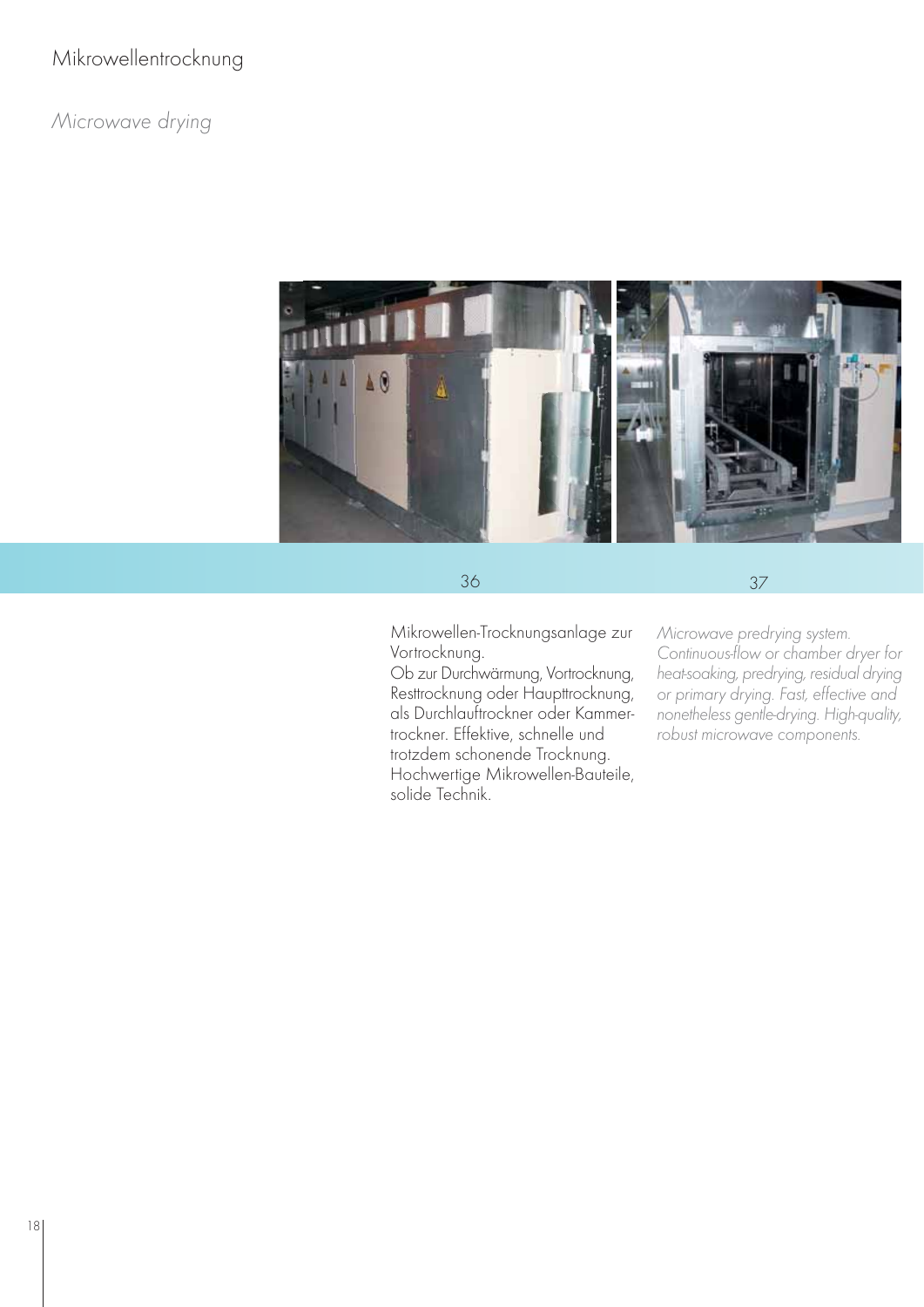# Mikrowellentrocknung

## *Microwave drying*

36

37

Mikrowellen-Trocknungsanlage zur Vortrocknung.
Ob zur Durchwärmung, Vortrocknung, Resttrocknung oder Haupttrocknung, als Durchlauftrockner oder Kammertrockner. Effektive, schnelle und trotzdem schonende Trocknung. Hochwertige Mikrowellen-Bauteile, solide Technik.

*Microwave predrying system. Continuous-flow or chamber dryer for heat-soaking, predrying, residual drying or primary drying. Fast, effective and nonetheless gentle-drying. High-quality, robust microwave components.*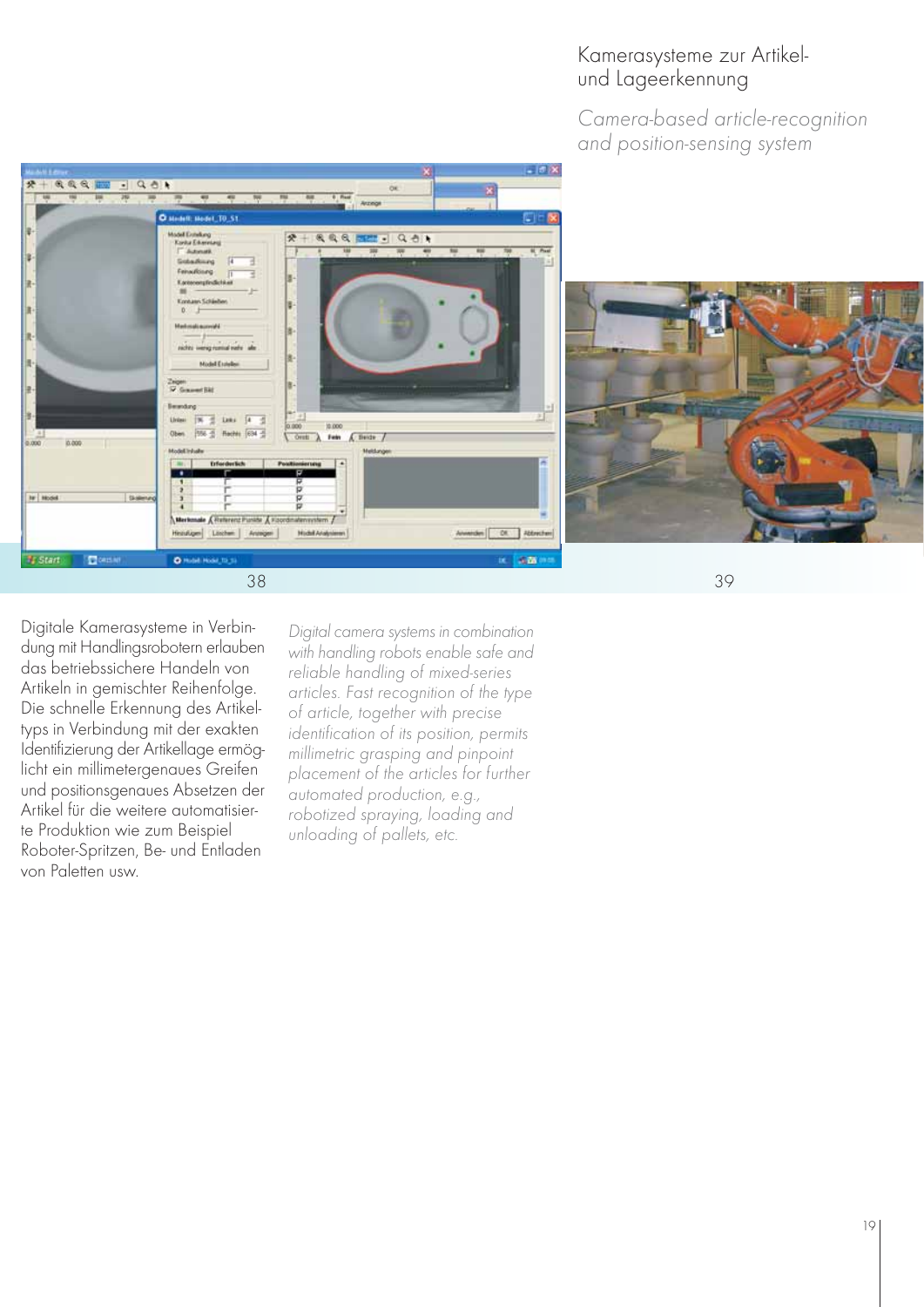## Kamerasysteme zur Artikel- und Lageerkennung

*Camera-based article-recognition and position-sensing system*

38

39

Digitale Kamerasysteme in Verbindung mit Handlingsrobotern erlauben das betriebssichere Handeln von Artikeln in gemischter Reihenfolge. Die schnelle Erkennung des Artikeltyps in Verbindung mit der exakten Identifizierung der Artikellage ermöglicht ein millimetergenaues Greifen und positionsgenaues Absetzen der Artikel für die weitere automatisierte Produktion wie zum Beispiel Roboter-Spritzen, Be- und Entladen von Paletten usw.

*Digital camera systems in combination with handling robots enable safe and reliable handling of mixed-series articles. Fast recognition of the type of article, together with precise identification of its position, permits millimetric grasping and pinpoint placement of the articles for further automated production, e.g., robotized spraying, loading and unloading of pallets, etc.*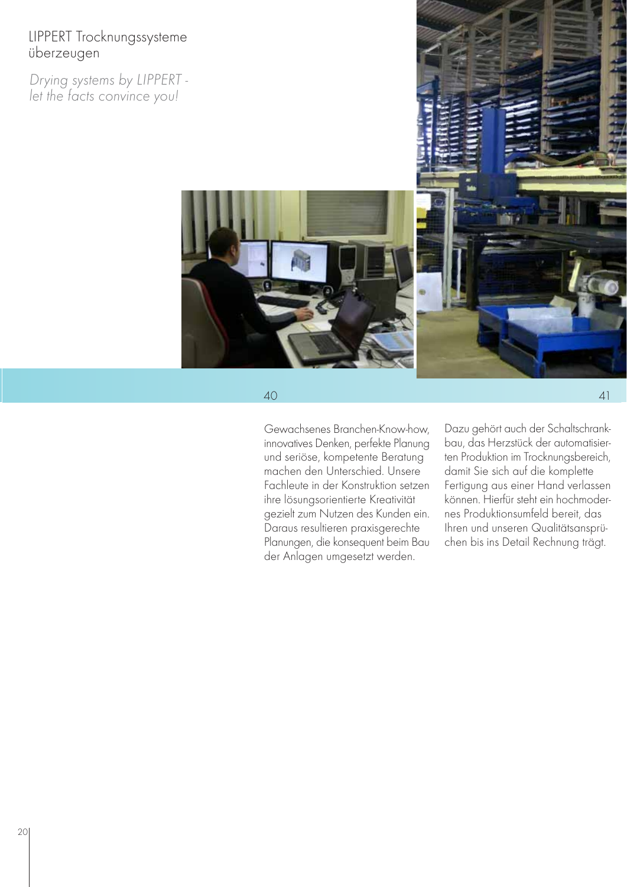# LIPPERT Trocknungssysteme überzeugen

*Drying systems by LIPPERT - let the facts convince you!*

40

41

Gewachsenes Branchen-Know-how, innovatives Denken, perfekte Planung und seriöse, kompetente Beratung machen den Unterschied. Unsere Fachleute in der Konstruktion setzen ihre lösungsorientierte Kreativität gezielt zum Nutzen des Kunden ein. Daraus resultieren praxisgerechte Planungen, die konsequent beim Bau der Anlagen umgesetzt werden.

Dazu gehört auch der Schaltschrankbau, das Herzstück der automatisierten Produktion im Trocknungsbereich, damit Sie sich auf die komplette Fertigung aus einer Hand verlassen können. Hierfür steht ein hochmodernes Produktionsumfeld bereit, das Ihren und unseren Qualitätsansprüchen bis ins Detail Rechnung trägt.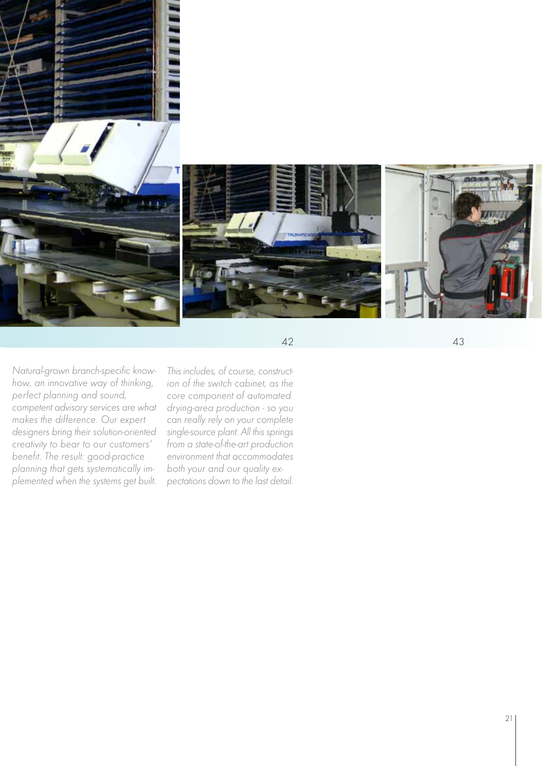42

43

*Natural-grown branch-specific know-how, an innovative way of thinking, perfect planning and sound, competent advisory services are what makes the difference. Our expert designers bring their solution-oriented creativity to bear to our customers' benefit. The result: good-practice planning that gets systematically implemented when the systems get built.*

*This includes, of course, construction of the switch cabinet, as the core component of automated drying-area production - so you can really rely on your complete single-source plant. All this springs from a state-of-the-art production environment that accommodates both your and our quality expectations down to the last detail.*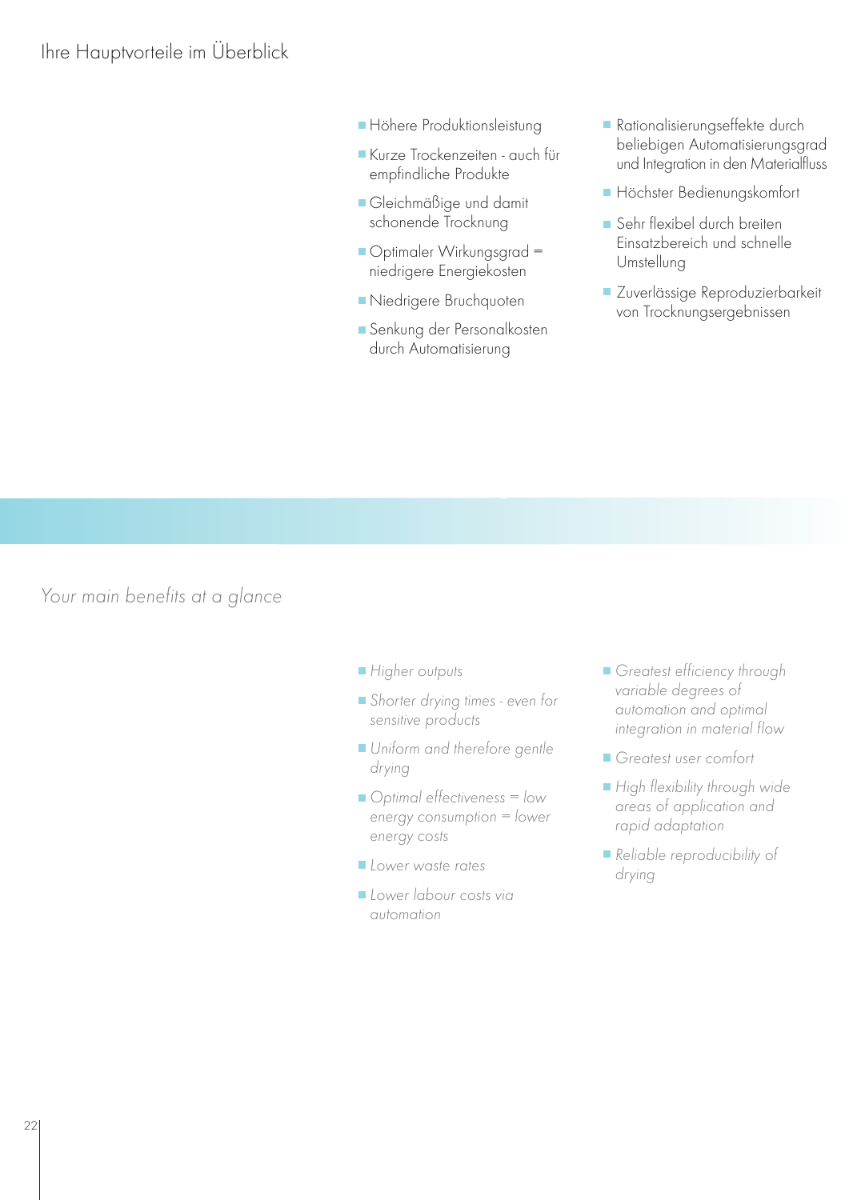## Ihre Hauptvorteile im Überblick

- Höhere Produktionsleistung
- Kurze Trockenzeiten - auch für empfindliche Produkte
- Gleichmäßige und damit schonende Trocknung
- Optimaler Wirkungsgrad = niedrigere Energiekosten
- Niedrigere Bruchquoten
- Senkung der Personalkosten durch Automatisierung
- Rationalisierungseffekte durch beliebigen Automatisierungsgrad und Integration in den Materialfluss
- Höchster Bedienungskomfort
- Sehr flexibel durch breiten Einsatzbereich und schnelle Umstellung
- Zuverlässige Reproduzierbarkeit von Trocknungsergebnissen

## *Your main benefits at a glance*

- *Higher outputs*
- *Shorter drying times - even for sensitive products*
- *Uniform and therefore gentle drying*
- *Optimal effectiveness = low energy consumption = lower energy costs*
- *Lower waste rates*
- *Lower labour costs via automation*
- *Greatest efficiency through variable degrees of automation and optimal integration in material flow*
- *Greatest user comfort*
- *High flexibility through wide areas of application and rapid adaptation*
- *Reliable reproducibility of drying*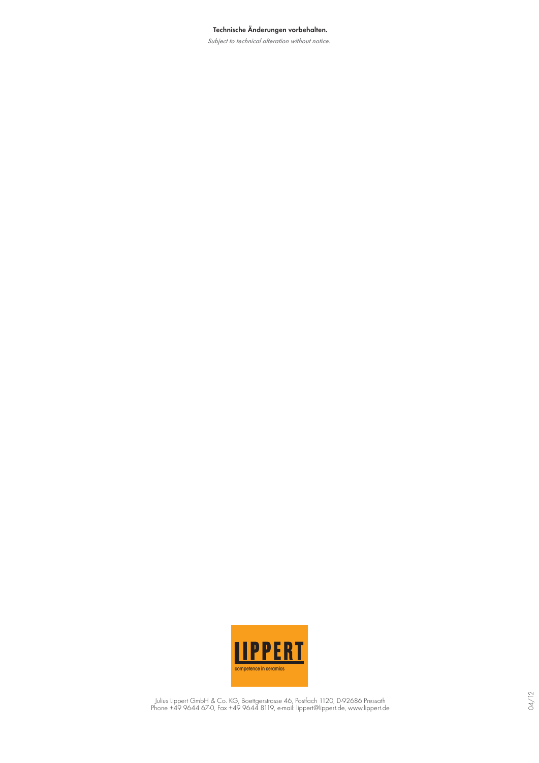**Technische Änderungen vorbehalten.**

*Subject to technical alteration without notice.*

LIPPERT

competence in ceramics

Julius Lippert GmbH & Co. KG, Boettgerstrasse 46, Postfach 1120, D-92686 Pressath
Phone +49 9644 67-0, Fax +49 9644 8119, e-mail: lippert@lippert.de, www.lippert.de

04/12